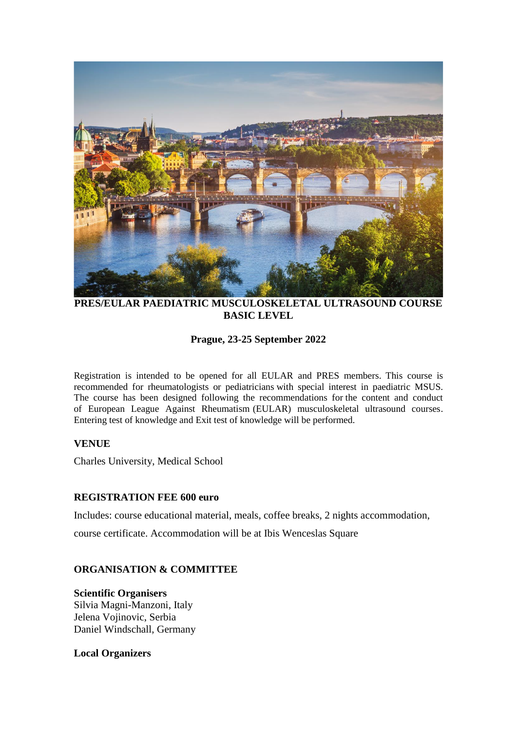**PRES/EULAR PAEDIATRIC MUSCULOSKELETAL ULTRASOUND COURSE BASIC LEVEL**

**Prague, 23-25 September 2022**

Registration is intended to be opened for all EULAR and PRES members. This course is recommended for rheumatologists or pediatricians with special interest in paediatric MSUS. The course has been designed following the recommendations for the content and conduct of European League Against Rheumatism (EULAR) musculoskeletal ultrasound courses. Entering test of knowledge and Exit test of knowledge will be performed.

**VENUE**

Charles University, Medical School

**REGISTRATION FEE 600 euro**

Includes: course educational material, meals, coffee breaks, 2 nights accommodation, course certificate. Accommodation will be at Ibis Wenceslas Square

**ORGANISATION & COMMITTEE**

**Scientific Organisers**
Silvia Magni-Manzoni, Italy
Jelena Vojinovic, Serbia
Daniel Windschall, Germany

**Local Organizers**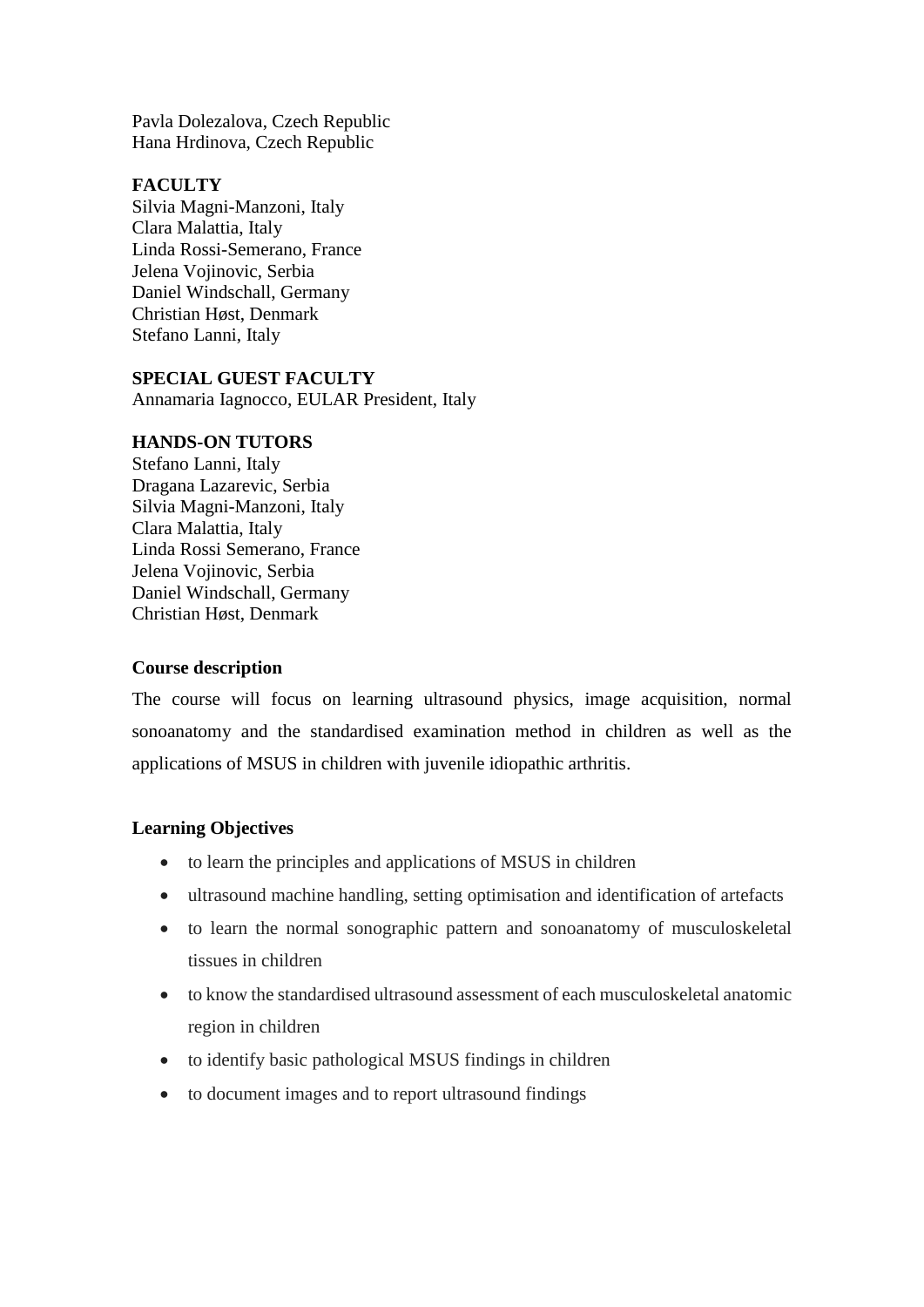Pavla Dolezalova, Czech Republic
Hana Hrdinova, Czech Republic

**FACULTY**
Silvia Magni-Manzoni, Italy
Clara Malattia, Italy
Linda Rossi-Semerano, France
Jelena Vojinovic, Serbia
Daniel Windschall, Germany
Christian Høst, Denmark
Stefano Lanni, Italy

**SPECIAL GUEST FACULTY**
Annamaria Iagnocco, EULAR President, Italy

**HANDS-ON TUTORS**
Stefano Lanni, Italy
Dragana Lazarevic, Serbia
Silvia Magni-Manzoni, Italy
Clara Malattia, Italy
Linda Rossi Semerano, France
Jelena Vojinovic, Serbia
Daniel Windschall, Germany
Christian Høst, Denmark

**Course description**

The course will focus on learning ultrasound physics, image acquisition, normal sonoanatomy and the standardised examination method in children as well as the applications of MSUS in children with juvenile idiopathic arthritis.

**Learning Objectives**

- to learn the principles and applications of MSUS in children
- ultrasound machine handling, setting optimisation and identification of artefacts
- to learn the normal sonographic pattern and sonoanatomy of musculoskeletal tissues in children
- to know the standardised ultrasound assessment of each musculoskeletal anatomic region in children
- to identify basic pathological MSUS findings in children
- to document images and to report ultrasound findings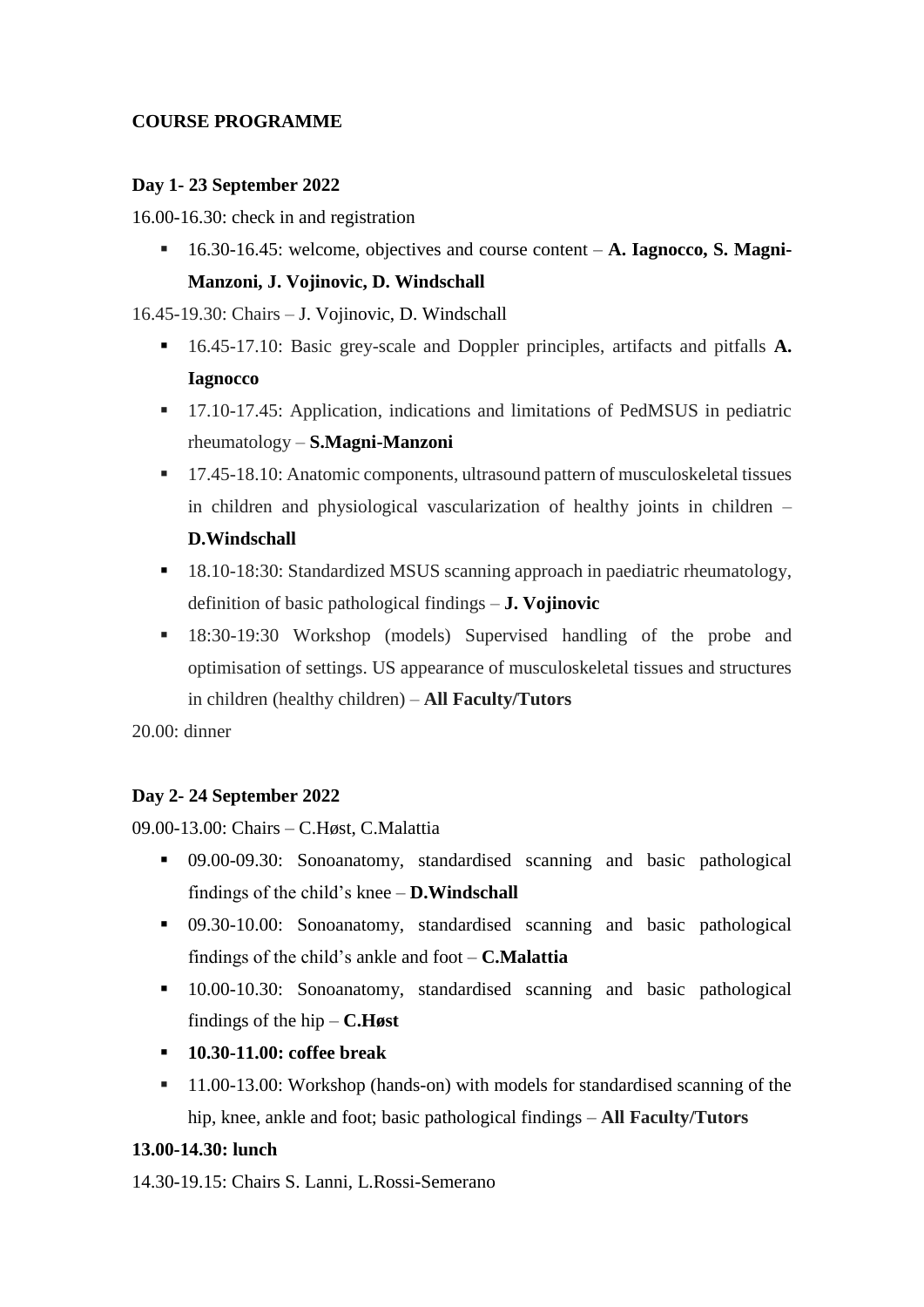**COURSE PROGRAMME**

**Day 1- 23 September 2022**

16.00-16.30: check in and registration

- 16.30-16.45: welcome, objectives and course content – **A. Iagnocco, S. Magni-Manzoni, J. Vojinovic, D. Windschall**

16.45-19.30: Chairs – J. Vojinovic, D. Windschall

- 16.45-17.10: Basic grey-scale and Doppler principles, artifacts and pitfalls **A. Iagnocco**
- 17.10-17.45: Application, indications and limitations of PedMSUS in pediatric rheumatology – **S.Magni-Manzoni**
- 17.45-18.10: Anatomic components, ultrasound pattern of musculoskeletal tissues in children and physiological vascularization of healthy joints in children – **D.Windschall**
- 18.10-18:30: Standardized MSUS scanning approach in paediatric rheumatology, definition of basic pathological findings – **J. Vojinovic**
- 18:30-19:30 Workshop (models) Supervised handling of the probe and optimisation of settings. US appearance of musculoskeletal tissues and structures in children (healthy children) – **All Faculty/Tutors**

20.00: dinner

**Day 2- 24 September 2022**

09.00-13.00: Chairs – C.Høst, C.Malattia

- 09.00-09.30: Sonoanatomy, standardised scanning and basic pathological findings of the child's knee – **D.Windschall**
- 09.30-10.00: Sonoanatomy, standardised scanning and basic pathological findings of the child's ankle and foot – **C.Malattia**
- 10.00-10.30: Sonoanatomy, standardised scanning and basic pathological findings of the hip – **C.Høst**
- **10.30-11.00: coffee break**
- 11.00-13.00: Workshop (hands-on) with models for standardised scanning of the hip, knee, ankle and foot; basic pathological findings – **All Faculty/Tutors**

**13.00-14.30: lunch**

14.30-19.15: Chairs S. Lanni, L.Rossi-Semerano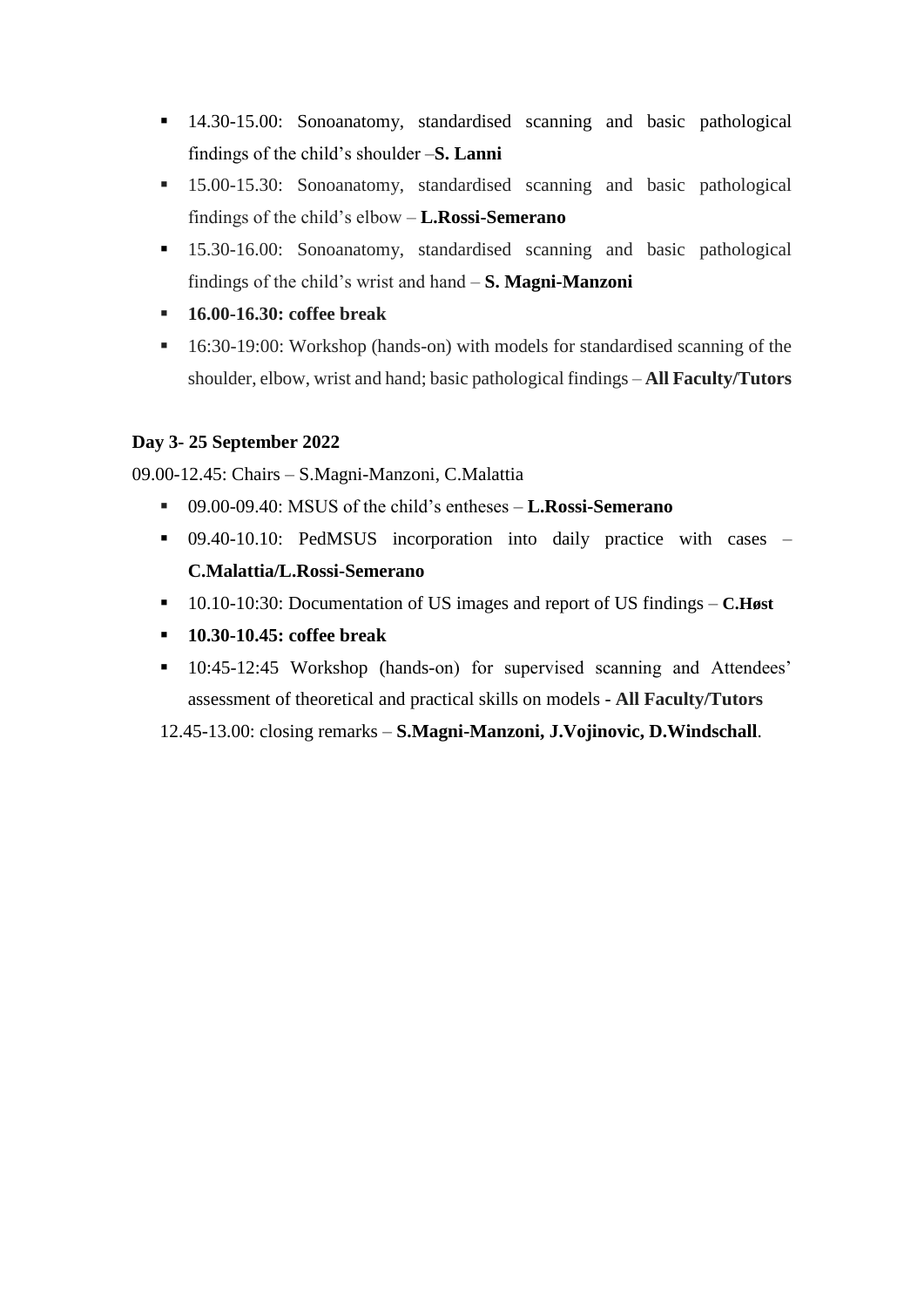- 14.30-15.00: Sonoanatomy, standardised scanning and basic pathological findings of the child's shoulder –**S. Lanni**
- 15.00-15.30: Sonoanatomy, standardised scanning and basic pathological findings of the child's elbow – **L.Rossi-Semerano**
- 15.30-16.00: Sonoanatomy, standardised scanning and basic pathological findings of the child's wrist and hand – **S. Magni-Manzoni**
- **16.00-16.30: coffee break**
- 16:30-19:00: Workshop (hands-on) with models for standardised scanning of the shoulder, elbow, wrist and hand; basic pathological findings – **All Faculty/Tutors**

**Day 3- 25 September 2022**

09.00-12.45: Chairs – S.Magni-Manzoni, C.Malattia

- 09.00-09.40: MSUS of the child's entheses – **L.Rossi-Semerano**
- 09.40-10.10: PedMSUS incorporation into daily practice with cases – **C.Malattia/L.Rossi-Semerano**
- 10.10-10:30: Documentation of US images and report of US findings – **C.Høst**
- **10.30-10.45: coffee break**
- 10:45-12:45 Workshop (hands-on) for supervised scanning and Attendees' assessment of theoretical and practical skills on models - **All Faculty/Tutors**

12.45-13.00: closing remarks – **S.Magni-Manzoni, J.Vojinovic, D.Windschall**.